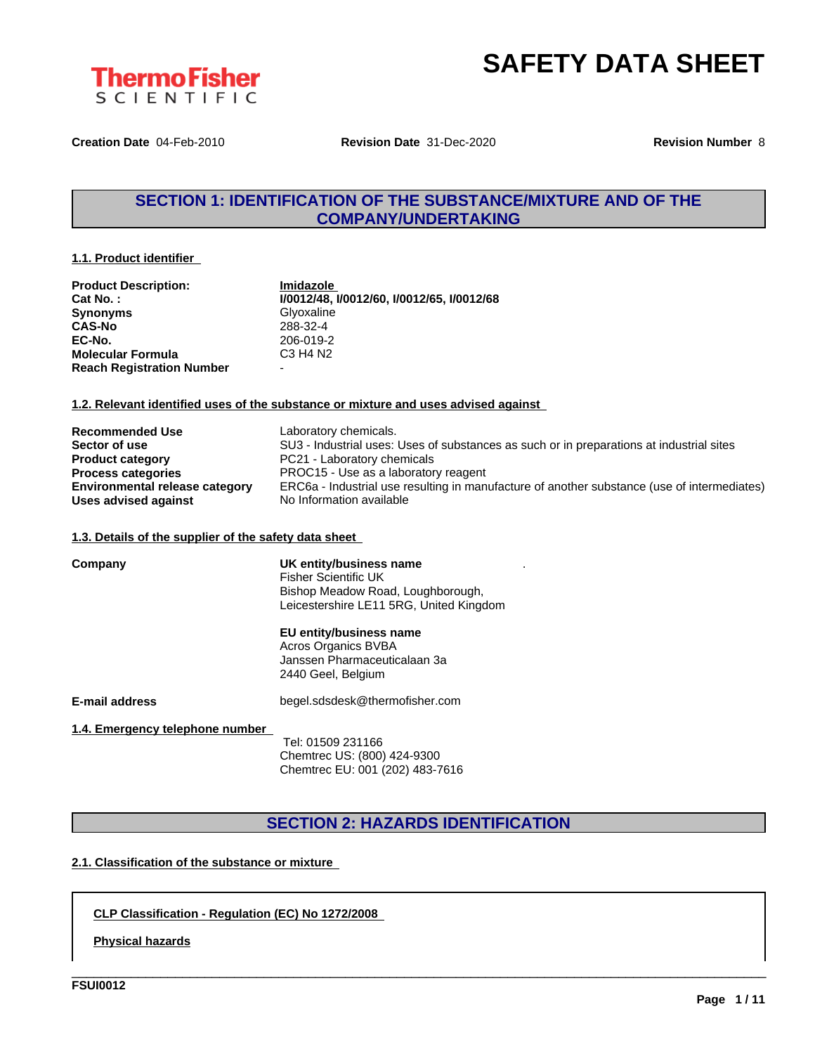# SAFETY DATA SHEET

**Creation Date** 04-Feb-2010 **Revision Date** 31-Dec-2020 **Revision Number** 8

## SECTION 1: IDENTIFICATION OF THE SUBSTANCE/MIXTURE AND OF THE COMPANY/UNDERTAKING

### 1.1. Product identifier

| | |
|---|---|
| **Product Description:** | **Imidazole** |
| **Cat No. :** | **I/0012/48, I/0012/60, I/0012/65, I/0012/68** |
| **Synonyms** | Glyoxaline |
| **CAS-No** | 288-32-4 |
| **EC-No.** | 206-019-2 |
| **Molecular Formula** | C3 H4 N2 |
| **Reach Registration Number** | - |

### 1.2. Relevant identified uses of the substance or mixture and uses advised against

| | |
|---|---|
| **Recommended Use** | Laboratory chemicals. |
| **Sector of use** | SU3 - Industrial uses: Uses of substances as such or in preparations at industrial sites |
| **Product category** | PC21 - Laboratory chemicals |
| **Process categories** | PROC15 - Use as a laboratory reagent |
| **Environmental release category** | ERC6a - Industrial use resulting in manufacture of another substance (use of intermediates) |
| **Uses advised against** | No Information available |

### 1.3. Details of the supplier of the safety data sheet

**Company**

**UK entity/business name**
Fisher Scientific UK
Bishop Meadow Road, Loughborough,
Leicestershire LE11 5RG, United Kingdom

**EU entity/business name**
Acros Organics BVBA
Janssen Pharmaceuticalaan 3a
2440 Geel, Belgium

**E-mail address** begel.sdsdesk@thermofisher.com

### 1.4. Emergency telephone number

Tel: 01509 231166
Chemtrec US: (800) 424-9300
Chemtrec EU: 001 (202) 483-7616

## SECTION 2: HAZARDS IDENTIFICATION

### 2.1. Classification of the substance or mixture

**CLP Classification - Regulation (EC) No 1272/2008**

**Physical hazards**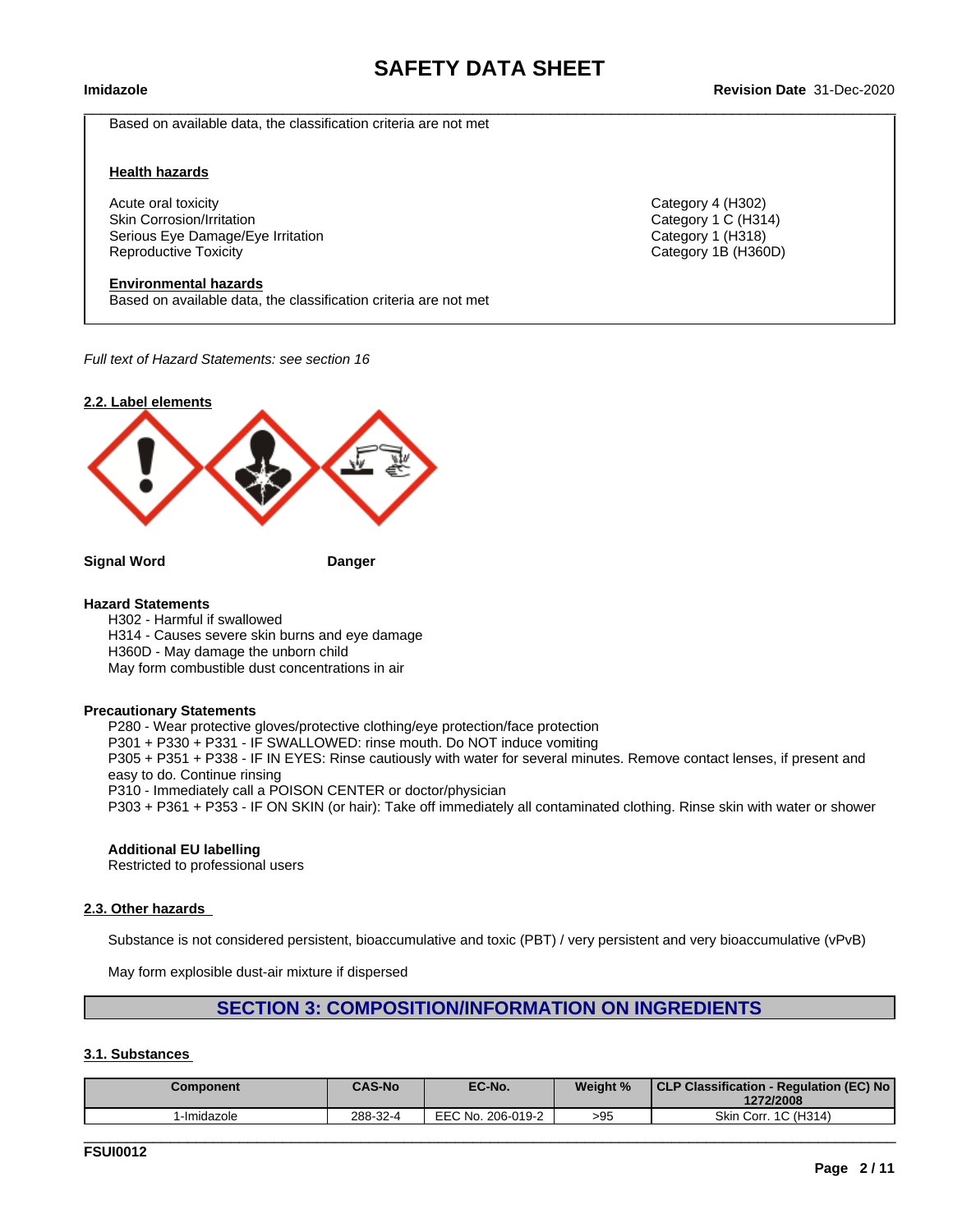Based on available data, the classification criteria are not met

**Health hazards**

| | |
|---|---|
| Acute oral toxicity | Category 4 (H302) |
| Skin Corrosion/Irritation | Category 1 C (H314) |
| Serious Eye Damage/Eye Irritation | Category 1 (H318) |
| Reproductive Toxicity | Category 1B (H360D) |

**Environmental hazards**

Based on available data, the classification criteria are not met

*Full text of Hazard Statements: see section 16*

### 2.2. Label elements

**Signal Word** **Danger**

**Hazard Statements**

H302 - Harmful if swallowed
H314 - Causes severe skin burns and eye damage
H360D - May damage the unborn child
May form combustible dust concentrations in air

**Precautionary Statements**

P280 - Wear protective gloves/protective clothing/eye protection/face protection
P301 + P330 + P331 - IF SWALLOWED: rinse mouth. Do NOT induce vomiting
P305 + P351 + P338 - IF IN EYES: Rinse cautiously with water for several minutes. Remove contact lenses, if present and easy to do. Continue rinsing
P310 - Immediately call a POISON CENTER or doctor/physician
P303 + P361 + P353 - IF ON SKIN (or hair): Take off immediately all contaminated clothing. Rinse skin with water or shower

**Additional EU labelling**

Restricted to professional users

### 2.3. Other hazards

Substance is not considered persistent, bioaccumulative and toxic (PBT) / very persistent and very bioaccumulative (vPvB)

May form explosible dust-air mixture if dispersed

## SECTION 3: COMPOSITION/INFORMATION ON INGREDIENTS

### 3.1. Substances

| Component | CAS-No | EC-No. | Weight % | CLP Classification - Regulation (EC) No 1272/2008 |
|---|---|---|---|---|
| 1-Imidazole | 288-32-4 | EEC No. 206-019-2 | >95 | Skin Corr. 1C (H314) |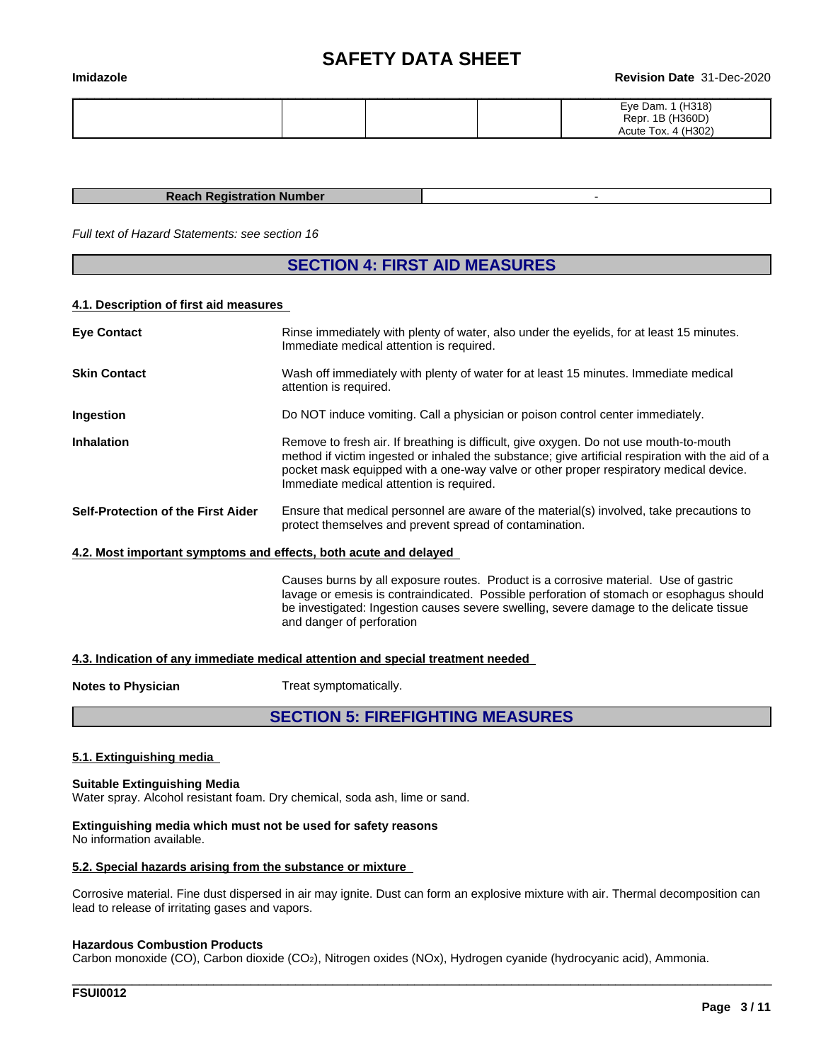| | | | | |
|---|---|---|---|---|
| | | | | Eye Dam. 1 (H318)<br>Repr. 1B (H360D)<br>Acute Tox. 4 (H302) |

| Reach Registration Number | - |
|---|---|

*Full text of Hazard Statements: see section 16*

## SECTION 4: FIRST AID MEASURES

### 4.1. Description of first aid measures

**Eye Contact** Rinse immediately with plenty of water, also under the eyelids, for at least 15 minutes. Immediate medical attention is required.

**Skin Contact** Wash off immediately with plenty of water for at least 15 minutes. Immediate medical attention is required.

**Ingestion** Do NOT induce vomiting. Call a physician or poison control center immediately.

**Inhalation** Remove to fresh air. If breathing is difficult, give oxygen. Do not use mouth-to-mouth method if victim ingested or inhaled the substance; give artificial respiration with the aid of a pocket mask equipped with a one-way valve or other proper respiratory medical device. Immediate medical attention is required.

**Self-Protection of the First Aider** Ensure that medical personnel are aware of the material(s) involved, take precautions to protect themselves and prevent spread of contamination.

### 4.2. Most important symptoms and effects, both acute and delayed

Causes burns by all exposure routes. Product is a corrosive material. Use of gastric lavage or emesis is contraindicated. Possible perforation of stomach or esophagus should be investigated: Ingestion causes severe swelling, severe damage to the delicate tissue and danger of perforation

### 4.3. Indication of any immediate medical attention and special treatment needed

**Notes to Physician** Treat symptomatically.

## SECTION 5: FIREFIGHTING MEASURES

### 5.1. Extinguishing media

**Suitable Extinguishing Media**
Water spray. Alcohol resistant foam. Dry chemical, soda ash, lime or sand.

**Extinguishing media which must not be used for safety reasons**
No information available.

### 5.2. Special hazards arising from the substance or mixture

Corrosive material. Fine dust dispersed in air may ignite. Dust can form an explosive mixture with air. Thermal decomposition can lead to release of irritating gases and vapors.

**Hazardous Combustion Products**
Carbon monoxide (CO), Carbon dioxide ($CO_2$), Nitrogen oxides (NOx), Hydrogen cyanide (hydrocyanic acid), Ammonia.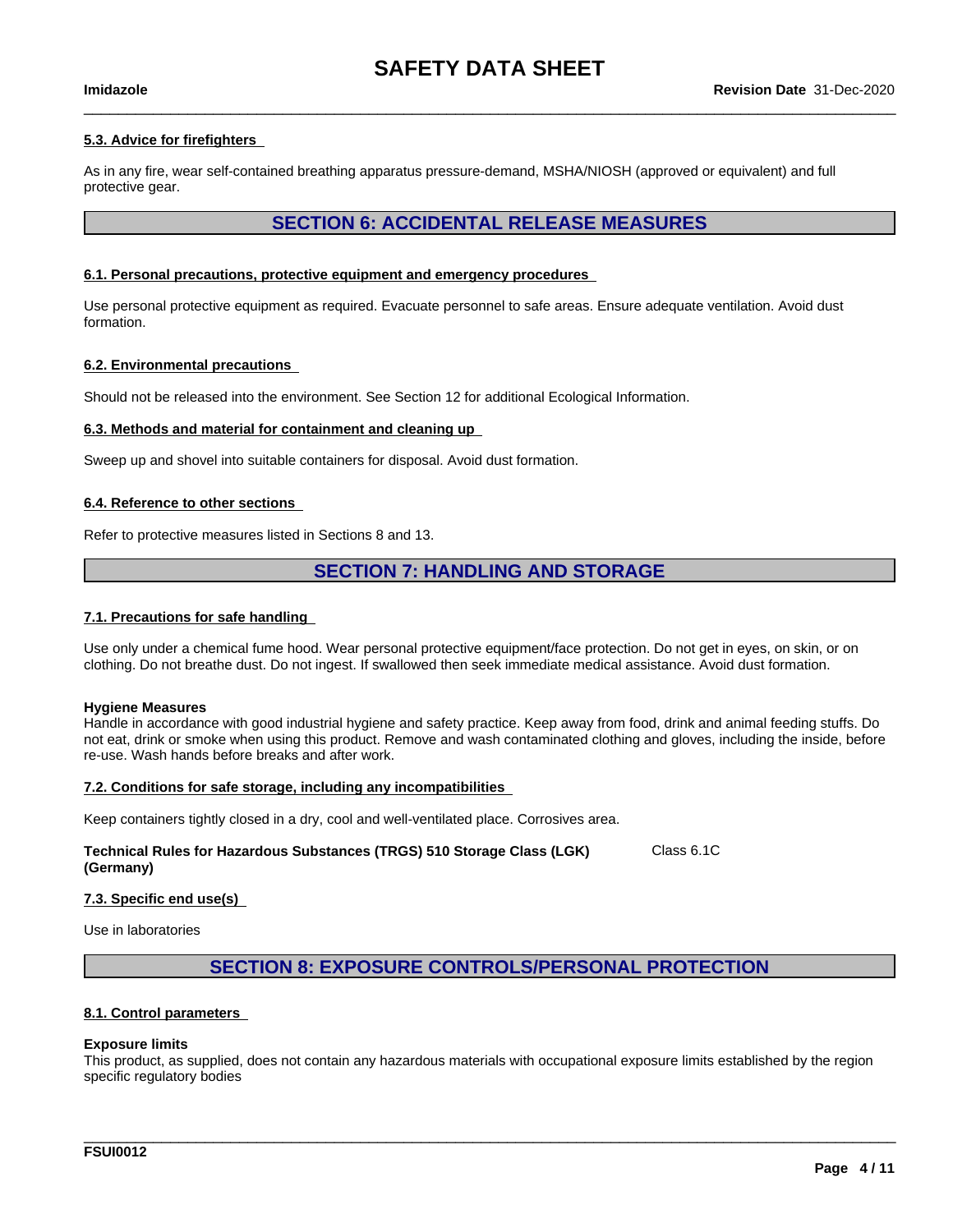#### 5.3. Advice for firefighters

As in any fire, wear self-contained breathing apparatus pressure-demand, MSHA/NIOSH (approved or equivalent) and full protective gear.

## SECTION 6: ACCIDENTAL RELEASE MEASURES

#### 6.1. Personal precautions, protective equipment and emergency procedures

Use personal protective equipment as required. Evacuate personnel to safe areas. Ensure adequate ventilation. Avoid dust formation.

#### 6.2. Environmental precautions

Should not be released into the environment. See Section 12 for additional Ecological Information.

#### 6.3. Methods and material for containment and cleaning up

Sweep up and shovel into suitable containers for disposal. Avoid dust formation.

#### 6.4. Reference to other sections

Refer to protective measures listed in Sections 8 and 13.

## SECTION 7: HANDLING AND STORAGE

#### 7.1. Precautions for safe handling

Use only under a chemical fume hood. Wear personal protective equipment/face protection. Do not get in eyes, on skin, or on clothing. Do not breathe dust. Do not ingest. If swallowed then seek immediate medical assistance. Avoid dust formation.

**Hygiene Measures**
Handle in accordance with good industrial hygiene and safety practice. Keep away from food, drink and animal feeding stuffs. Do not eat, drink or smoke when using this product. Remove and wash contaminated clothing and gloves, including the inside, before re-use. Wash hands before breaks and after work.

#### 7.2. Conditions for safe storage, including any incompatibilities

Keep containers tightly closed in a dry, cool and well-ventilated place. Corrosives area.

**Technical Rules for Hazardous Substances (TRGS) 510 Storage Class (LGK) (Germany)** Class 6.1C

#### 7.3. Specific end use(s)

Use in laboratories

## SECTION 8: EXPOSURE CONTROLS/PERSONAL PROTECTION

#### 8.1. Control parameters

**Exposure limits**
This product, as supplied, does not contain any hazardous materials with occupational exposure limits established by the region specific regulatory bodies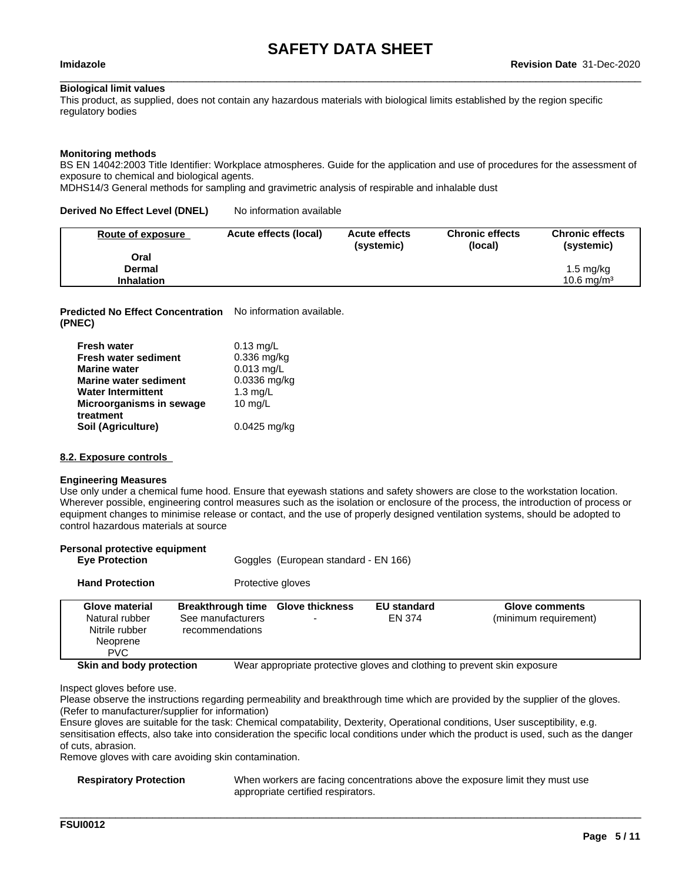**Biological limit values**

This product, as supplied, does not contain any hazardous materials with biological limits established by the region specific regulatory bodies

**Monitoring methods**

BS EN 14042:2003 Title Identifier: Workplace atmospheres. Guide for the application and use of procedures for the assessment of exposure to chemical and biological agents.

MDHS14/3 General methods for sampling and gravimetric analysis of respirable and inhalable dust

**Derived No Effect Level (DNEL)** No information available

| Route of exposure | Acute effects (local) | Acute effects (systemic) | Chronic effects (local) | Chronic effects (systemic) |
|---|---|---|---|---|
| **Oral** | | | | |
| **Dermal** | | | | 1.5 mg/kg |
| **Inhalation** | | | | 10.6 mg/m³ |

**Predicted No Effect Concentration (PNEC)** No information available.

| | |
|---|---|
| **Fresh water** | 0.13 mg/L |
| **Fresh water sediment** | 0.336 mg/kg |
| **Marine water** | 0.013 mg/L |
| **Marine water sediment** | 0.0336 mg/kg |
| **Water Intermittent** | 1.3 mg/L |
| **Microorganisms in sewage treatment** | 10 mg/L |
| **Soil (Agriculture)** | 0.0425 mg/kg |

## 8.2. Exposure controls

**Engineering Measures**

Use only under a chemical fume hood. Ensure that eyewash stations and safety showers are close to the workstation location. Wherever possible, engineering control measures such as the isolation or enclosure of the process, the introduction of process or equipment changes to minimise release or contact, and the use of properly designed ventilation systems, should be adopted to control hazardous materials at source

**Personal protective equipment**

**Eye Protection** Goggles (European standard - EN 166)

**Hand Protection** Protective gloves

| Glove material | Breakthrough time | Glove thickness | EU standard | Glove comments |
|---|---|---|---|---|
| Natural rubber<br>Nitrile rubber<br>Neoprene<br>PVC | See manufacturers recommendations | - | EN 374 | (minimum requirement) |

**Skin and body protection** Wear appropriate protective gloves and clothing to prevent skin exposure

Inspect gloves before use.

Please observe the instructions regarding permeability and breakthrough time which are provided by the supplier of the gloves. (Refer to manufacturer/supplier for information)

Ensure gloves are suitable for the task: Chemical compatability, Dexterity, Operational conditions, User susceptibility, e.g. sensitisation effects, also take into consideration the specific local conditions under which the product is used, such as the danger of cuts, abrasion.

Remove gloves with care avoiding skin contamination.

**Respiratory Protection** When workers are facing concentrations above the exposure limit they must use appropriate certified respirators.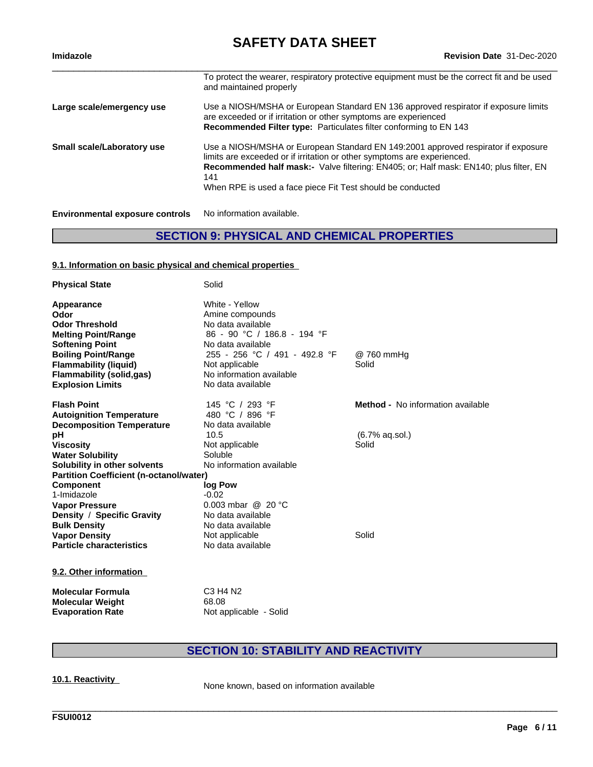| | |
|---|---|
| | To protect the wearer, respiratory protective equipment must be the correct fit and be used and maintained properly |
| **Large scale/emergency use** | Use a NIOSH/MSHA or European Standard EN 136 approved respirator if exposure limits are exceeded or if irritation or other symptoms are experienced<br>**Recommended Filter type:** Particulates filter conforming to EN 143 |
| **Small scale/Laboratory use** | Use a NIOSH/MSHA or European Standard EN 149:2001 approved respirator if exposure limits are exceeded or if irritation or other symptoms are experienced.<br>**Recommended half mask:-** Valve filtering: EN405; or; Half mask: EN140; plus filter, EN 141<br>When RPE is used a face piece Fit Test should be conducted |

**Environmental exposure controls** No information available.

## SECTION 9: PHYSICAL AND CHEMICAL PROPERTIES

### 9.1. Information on basic physical and chemical properties

| | | |
|---|---|---|
| **Physical State** | Solid | |
| **Appearance** | White - Yellow | |
| **Odor** | Amine compounds | |
| **Odor Threshold** | No data available | |
| **Melting Point/Range** | 86 - 90 °C / 186.8 - 194 °F | |
| **Softening Point** | No data available | |
| **Boiling Point/Range** | 255 - 256 °C / 491 - 492.8 °F | @ 760 mmHg |
| **Flammability (liquid)** | Not applicable | Solid |
| **Flammability (solid,gas)** | No information available | |
| **Explosion Limits** | No data available | |
| **Flash Point** | 145 °C / 293 °F | **Method -** No information available |
| **Autoignition Temperature** | 480 °C / 896 °F | |
| **Decomposition Temperature** | No data available | |
| **pH** | 10.5 | (6.7% aq.sol.) |
| **Viscosity** | Not applicable | Solid |
| **Water Solubility** | Soluble | |
| **Solubility in other solvents** | No information available | |
| **Partition Coefficient (n-octanol/water)** | | |
| **Component** | **log Pow** | |
| 1-Imidazole | -0.02 | |
| **Vapor Pressure** | 0.003 mbar @ 20 °C | |
| **Density / Specific Gravity** | No data available | |
| **Bulk Density** | No data available | |
| **Vapor Density** | Not applicable | Solid |
| **Particle characteristics** | No data available | |

### 9.2. Other information

| | |
|---|---|
| **Molecular Formula** | C3 H4 N2 |
| **Molecular Weight** | 68.08 |
| **Evaporation Rate** | Not applicable - Solid |

## SECTION 10: STABILITY AND REACTIVITY

### 10.1. Reactivity

None known, based on information available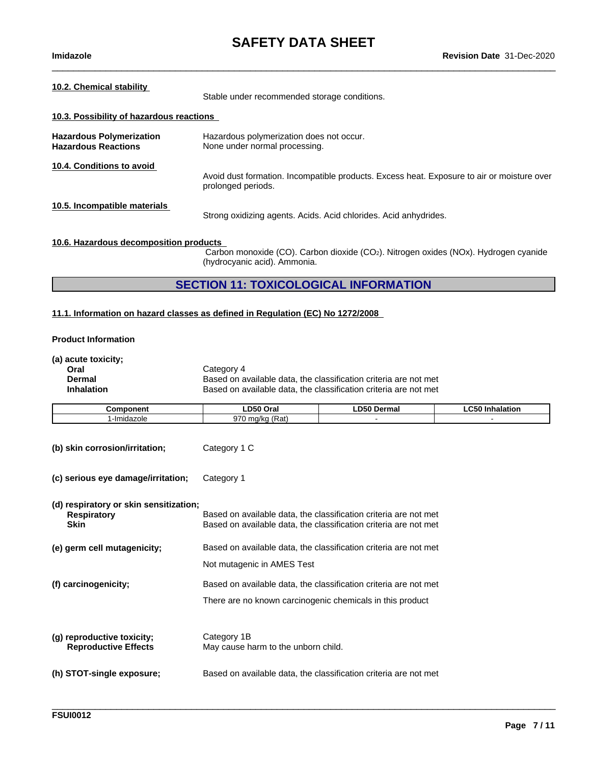**10.2. Chemical stability**

Stable under recommended storage conditions.

**10.3. Possibility of hazardous reactions**

**Hazardous Polymerization** Hazardous polymerization does not occur.
**Hazardous Reactions** None under normal processing.

**10.4. Conditions to avoid**

Avoid dust formation. Incompatible products. Excess heat. Exposure to air or moisture over prolonged periods.

**10.5. Incompatible materials**

Strong oxidizing agents. Acids. Acid chlorides. Acid anhydrides.

**10.6. Hazardous decomposition products**

Carbon monoxide (CO). Carbon dioxide ($CO_2$). Nitrogen oxides (NOx). Hydrogen cyanide (hydrocyanic acid). Ammonia.

## SECTION 11: TOXICOLOGICAL INFORMATION

**11.1. Information on hazard classes as defined in Regulation (EC) No 1272/2008**

**Product Information**

**(a) acute toxicity;**

**Oral** Category 4
**Dermal** Based on available data, the classification criteria are not met
**Inhalation** Based on available data, the classification criteria are not met

| Component | LD50 Oral | LD50 Dermal | LC50 Inhalation |
|---|---|---|---|
| 1-Imidazole | 970 mg/kg (Rat) | - | - |

**(b) skin corrosion/irritation;** Category 1 C

**(c) serious eye damage/irritation;** Category 1

**(d) respiratory or skin sensitization;**
**Respiratory** Based on available data, the classification criteria are not met
**Skin** Based on available data, the classification criteria are not met

**(e) germ cell mutagenicity;** Based on available data, the classification criteria are not met

Not mutagenic in AMES Test

**(f) carcinogenicity;** Based on available data, the classification criteria are not met

There are no known carcinogenic chemicals in this product

**(g) reproductive toxicity;** Category 1B
**Reproductive Effects** May cause harm to the unborn child.

**(h) STOT-single exposure;** Based on available data, the classification criteria are not met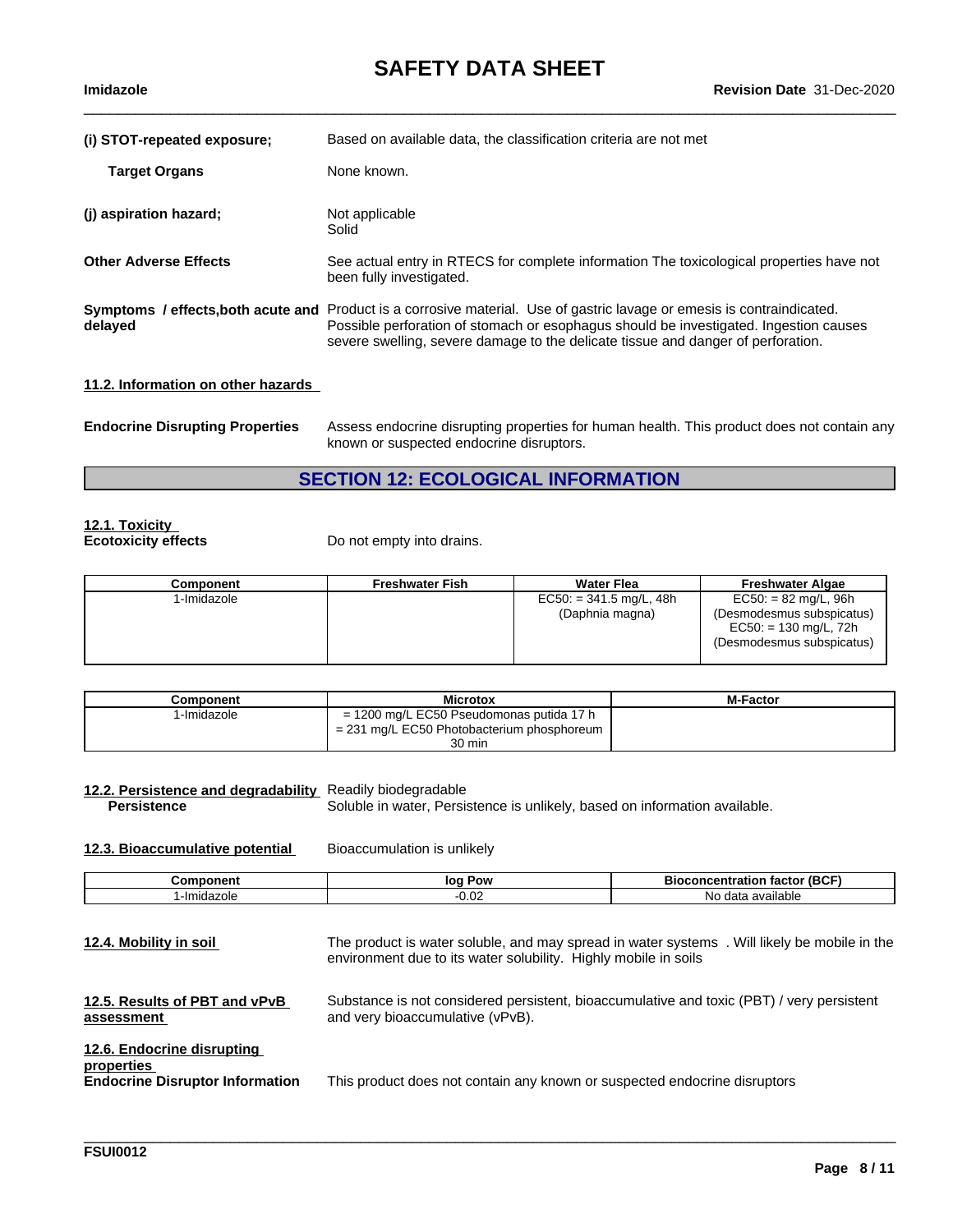**(i) STOT-repeated exposure;** Based on available data, the classification criteria are not met

**Target Organs** None known.

**(j) aspiration hazard;** Not applicable
Solid

**Other Adverse Effects** See actual entry in RTECS for complete information The toxicological properties have not been fully investigated.

**Symptoms / effects,both acute and delayed** Product is a corrosive material. Use of gastric lavage or emesis is contraindicated. Possible perforation of stomach or esophagus should be investigated. Ingestion causes severe swelling, severe damage to the delicate tissue and danger of perforation.

**11.2. Information on other hazards**

**Endocrine Disrupting Properties** Assess endocrine disrupting properties for human health. This product does not contain any known or suspected endocrine disruptors.

## SECTION 12: ECOLOGICAL INFORMATION

**12.1. Toxicity**

**Ecotoxicity effects** Do not empty into drains.

| Component | Freshwater Fish | Water Flea | Freshwater Algae |
|---|---|---|---|
| 1-Imidazole | | EC50: = 341.5 mg/L, 48h (Daphnia magna) | EC50: = 82 mg/L, 96h (Desmodesmus subspicatus) EC50: = 130 mg/L, 72h (Desmodesmus subspicatus) |

| Component | Microtox | M-Factor |
|---|---|---|
| 1-Imidazole | = 1200 mg/L EC50 Pseudomonas putida 17 h = 231 mg/L EC50 Photobacterium phosphoreum 30 min | |

**12.2. Persistence and degradability** Readily biodegradable

**Persistence** Soluble in water, Persistence is unlikely, based on information available.

**12.3. Bioaccumulative potential** Bioaccumulation is unlikely

| Component | log Pow | Bioconcentration factor (BCF) |
|---|---|---|
| 1-Imidazole | -0.02 | No data available |

**12.4. Mobility in soil** The product is water soluble, and may spread in water systems . Will likely be mobile in the environment due to its water solubility. Highly mobile in soils

**12.5. Results of PBT and vPvB assessment** Substance is not considered persistent, bioaccumulative and toxic (PBT) / very persistent and very bioaccumulative (vPvB).

**12.6. Endocrine disrupting properties**

**Endocrine Disruptor Information** This product does not contain any known or suspected endocrine disruptors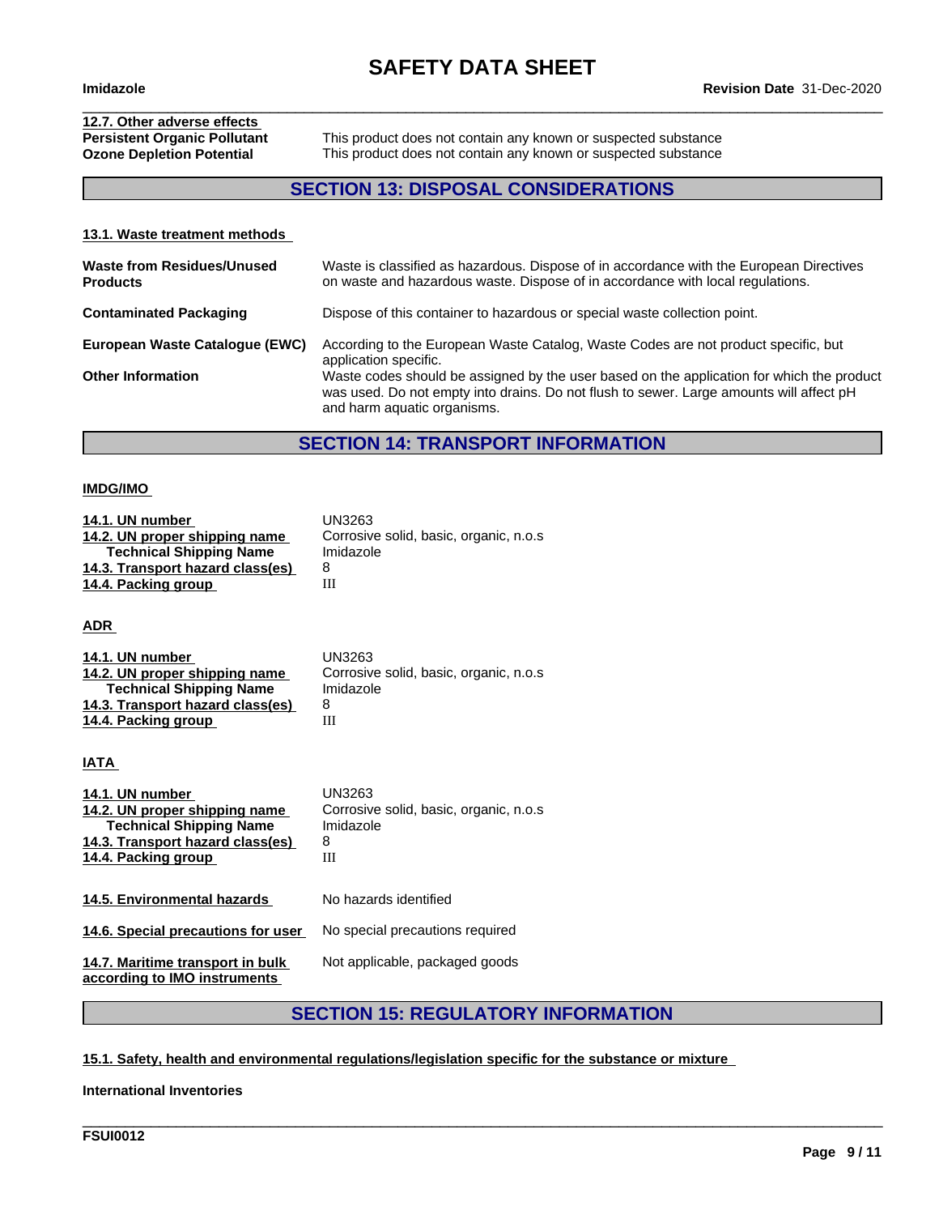#### 12.7. Other adverse effects

| | |
|---|---|
| **Persistent Organic Pollutant** | This product does not contain any known or suspected substance |
| **Ozone Depletion Potential** | This product does not contain any known or suspected substance |

## SECTION 13: DISPOSAL CONSIDERATIONS

#### 13.1. Waste treatment methods

| | |
|---|---|
| **Waste from Residues/Unused Products** | Waste is classified as hazardous. Dispose of in accordance with the European Directives on waste and hazardous waste. Dispose of in accordance with local regulations. |
| **Contaminated Packaging** | Dispose of this container to hazardous or special waste collection point. |
| **European Waste Catalogue (EWC)** | According to the European Waste Catalog, Waste Codes are not product specific, but application specific. |
| **Other Information** | Waste codes should be assigned by the user based on the application for which the product was used. Do not empty into drains. Do not flush to sewer. Large amounts will affect pH and harm aquatic organisms. |

## SECTION 14: TRANSPORT INFORMATION

#### IMDG/IMO

| | |
|---|---|
| **14.1. UN number** | UN3263 |
| **14.2. UN proper shipping name** | Corrosive solid, basic, organic, n.o.s |
| **Technical Shipping Name** | Imidazole |
| **14.3. Transport hazard class(es)** | 8 |
| **14.4. Packing group** | III |

#### ADR

| | |
|---|---|
| **14.1. UN number** | UN3263 |
| **14.2. UN proper shipping name** | Corrosive solid, basic, organic, n.o.s |
| **Technical Shipping Name** | Imidazole |
| **14.3. Transport hazard class(es)** | 8 |
| **14.4. Packing group** | III |

#### IATA

| | |
|---|---|
| **14.1. UN number** | UN3263 |
| **14.2. UN proper shipping name** | Corrosive solid, basic, organic, n.o.s |
| **Technical Shipping Name** | Imidazole |
| **14.3. Transport hazard class(es)** | 8 |
| **14.4. Packing group** | III |

| | |
|---|---|
| **14.5. Environmental hazards** | No hazards identified |
| **14.6. Special precautions for user** | No special precautions required |
| **14.7. Maritime transport in bulk according to IMO instruments** | Not applicable, packaged goods |

## SECTION 15: REGULATORY INFORMATION

#### 15.1. Safety, health and environmental regulations/legislation specific for the substance or mixture

**International Inventories**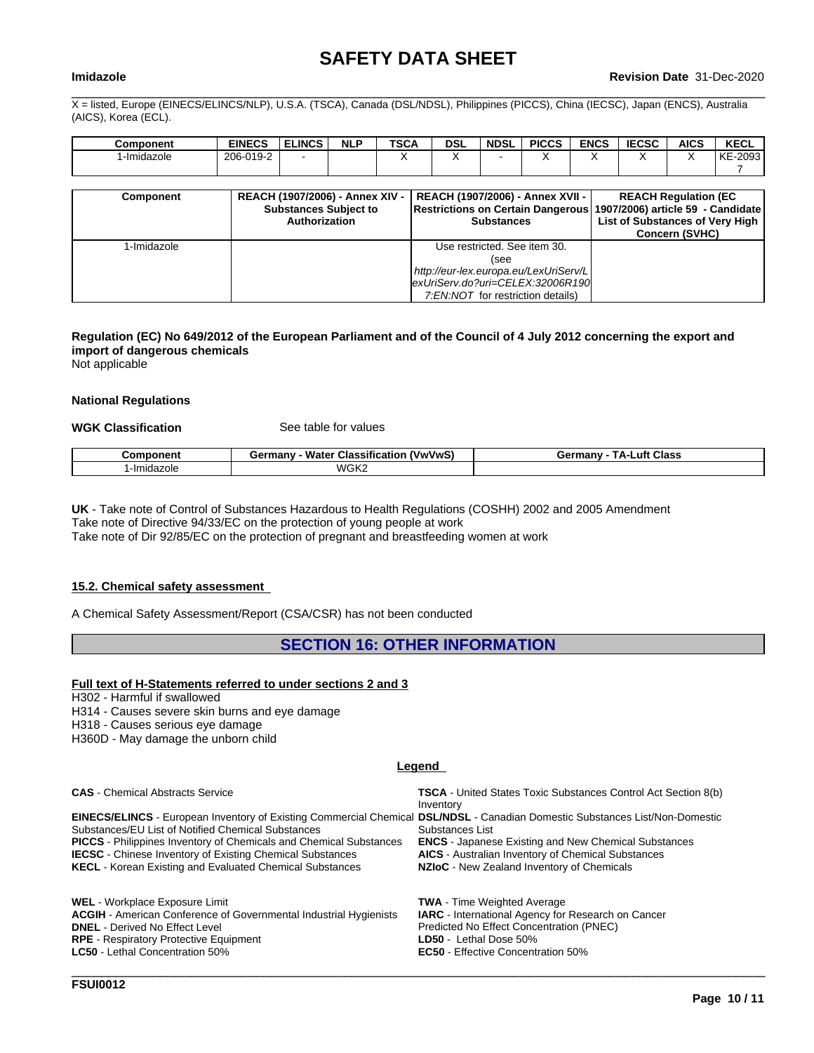X = listed, Europe (EINECS/ELINCS/NLP), U.S.A. (TSCA), Canada (DSL/NDSL), Philippines (PICCS), China (IECSC), Japan (ENCS), Australia (AICS), Korea (ECL).

| Component | EINECS | ELINCS | NLP | TSCA | DSL | NDSL | PICCS | ENCS | IECSC | AICS | KECL |
|---|---|---|---|---|---|---|---|---|---|---|---|
| 1-Imidazole | 206-019-2 | - | | X | X | - | X | X | X | X | KE-20937 |

| Component | REACH (1907/2006) - Annex XIV - Substances Subject to Authorization | REACH (1907/2006) - Annex XVII - Restrictions on Certain Dangerous Substances | REACH Regulation (EC 1907/2006) article 59 - Candidate List of Substances of Very High Concern (SVHC) |
|---|---|---|---|
| 1-Imidazole | | Use restricted. See item 30. (see *http://eur-lex.europa.eu/LexUriServ/LexUriServ.do?uri=CELEX:32006R1907:EN:NOT* for restriction details) | |

**Regulation (EC) No 649/2012 of the European Parliament and of the Council of 4 July 2012 concerning the export and import of dangerous chemicals**

Not applicable

**National Regulations**

**WGK Classification** See table for values

| Component | Germany - Water Classification (VwVwS) | Germany - TA-Luft Class |
|---|---|---|
| 1-Imidazole | WGK2 | |

**UK** - Take note of Control of Substances Hazardous to Health Regulations (COSHH) 2002 and 2005 Amendment

Take note of Directive 94/33/EC on the protection of young people at work

Take note of Dir 92/85/EC on the protection of pregnant and breastfeeding women at work

### 15.2. Chemical safety assessment

A Chemical Safety Assessment/Report (CSA/CSR) has not been conducted

## SECTION 16: OTHER INFORMATION

**Full text of H-Statements referred to under sections 2 and 3**

H302 - Harmful if swallowed

H314 - Causes severe skin burns and eye damage

H318 - Causes serious eye damage

H360D - May damage the unborn child

**Legend**

**CAS** - Chemical Abstracts Service

**EINECS/ELINCS** - European Inventory of Existing Commercial Chemical Substances/EU List of Notified Chemical Substances

**PICCS** - Philippines Inventory of Chemicals and Chemical Substances

**IECSC** - Chinese Inventory of Existing Chemical Substances

**KECL** - Korean Existing and Evaluated Chemical Substances

**TSCA** - United States Toxic Substances Control Act Section 8(b) Inventory

**DSL/NDSL** - Canadian Domestic Substances List/Non-Domestic Substances List

**ENCS** - Japanese Existing and New Chemical Substances

**AICS** - Australian Inventory of Chemical Substances

**NZIoC** - New Zealand Inventory of Chemicals

**WEL** - Workplace Exposure Limit

**ACGIH** - American Conference of Governmental Industrial Hygienists

**DNEL** - Derived No Effect Level

**RPE** - Respiratory Protective Equipment

**LC50** - Lethal Concentration 50%

**TWA** - Time Weighted Average

**IARC** - International Agency for Research on Cancer

Predicted No Effect Concentration (PNEC)

**LD50** - Lethal Dose 50%

**EC50** - Effective Concentration 50%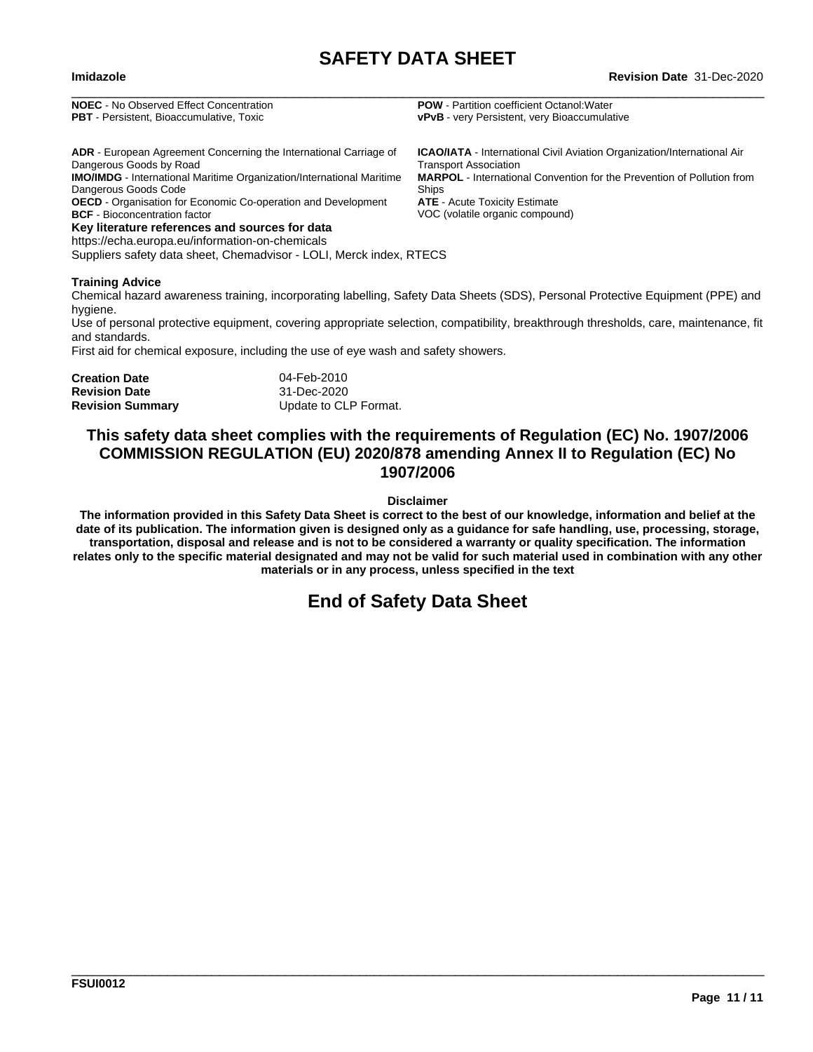**NOEC** - No Observed Effect Concentration
**PBT** - Persistent, Bioaccumulative, Toxic
**POW** - Partition coefficient Octanol:Water
**vPvB** - very Persistent, very Bioaccumulative

**ADR** - European Agreement Concerning the International Carriage of Dangerous Goods by Road
**IMO/IMDG** - International Maritime Organization/International Maritime Dangerous Goods Code
**OECD** - Organisation for Economic Co-operation and Development
**BCF** - Bioconcentration factor
**ICAO/IATA** - International Civil Aviation Organization/International Air Transport Association
**MARPOL** - International Convention for the Prevention of Pollution from Ships
**ATE** - Acute Toxicity Estimate
VOC (volatile organic compound)

**Key literature references and sources for data**
https://echa.europa.eu/information-on-chemicals
Suppliers safety data sheet, Chemadvisor - LOLI, Merck index, RTECS

**Training Advice**
Chemical hazard awareness training, incorporating labelling, Safety Data Sheets (SDS), Personal Protective Equipment (PPE) and hygiene.
Use of personal protective equipment, covering appropriate selection, compatibility, breakthrough thresholds, care, maintenance, fit and standards.
First aid for chemical exposure, including the use of eye wash and safety showers.

| | |
|---|---|
| **Creation Date** | 04-Feb-2010 |
| **Revision Date** | 31-Dec-2020 |
| **Revision Summary** | Update to CLP Format. |

## This safety data sheet complies with the requirements of Regulation (EC) No. 1907/2006 COMMISSION REGULATION (EU) 2020/878 amending Annex II to Regulation (EC) No 1907/2006

**Disclaimer**

**The information provided in this Safety Data Sheet is correct to the best of our knowledge, information and belief at the date of its publication. The information given is designed only as a guidance for safe handling, use, processing, storage, transportation, disposal and release and is not to be considered a warranty or quality specification. The information relates only to the specific material designated and may not be valid for such material used in combination with any other materials or in any process, unless specified in the text**

## End of Safety Data Sheet